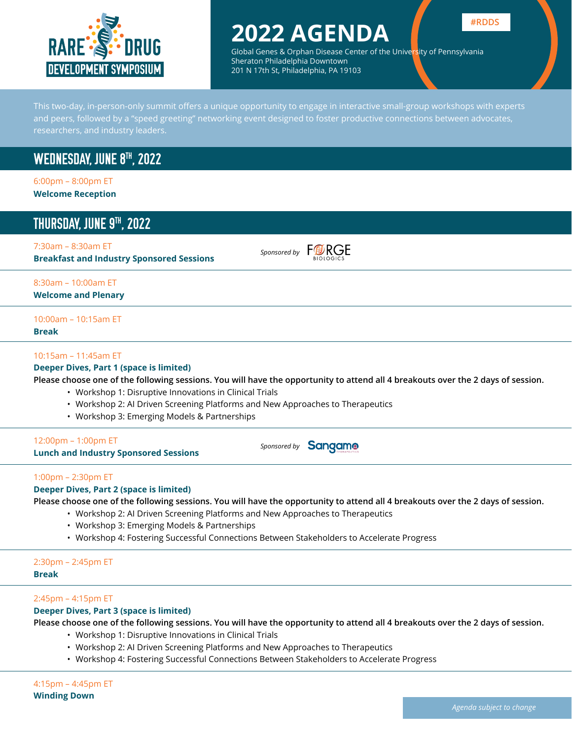# RARE DRUG DEVELOPMENT SYMPOSIUM

# 2022 AGENDA

#RDDS

Global Genes & Orphan Disease Center of the University of Pennsylvania
Sheraton Philadelphia Downtown
201 N 17th St, Philadelphia, PA 19103

This two-day, in-person-only summit offers a unique opportunity to engage in interactive small-group workshops with experts and peers, followed by a "speed greeting" networking event designed to foster productive connections between advocates, researchers, and industry leaders.

## WEDNESDAY, JUNE 8TH, 2022

6:00pm – 8:00pm ET
**Welcome Reception**

## THURSDAY, JUNE 9TH, 2022

7:30am – 8:30am ET
**Breakfast and Industry Sponsored Sessions**

*Sponsored by* FORGE BIOLOGICS

8:30am – 10:00am ET
**Welcome and Plenary**

10:00am – 10:15am ET
**Break**

10:15am – 11:45am ET
**Deeper Dives, Part 1 (space is limited)**
**Please choose one of the following sessions. You will have the opportunity to attend all 4 breakouts over the 2 days of session.**

- Workshop 1: Disruptive Innovations in Clinical Trials
- Workshop 2: AI Driven Screening Platforms and New Approaches to Therapeutics
- Workshop 3: Emerging Models & Partnerships

12:00pm – 1:00pm ET
**Lunch and Industry Sponsored Sessions**

*Sponsored by* Sangamo THERAPEUTICS

1:00pm – 2:30pm ET
**Deeper Dives, Part 2 (space is limited)**
**Please choose one of the following sessions. You will have the opportunity to attend all 4 breakouts over the 2 days of session.**

- Workshop 2: AI Driven Screening Platforms and New Approaches to Therapeutics
- Workshop 3: Emerging Models & Partnerships
- Workshop 4: Fostering Successful Connections Between Stakeholders to Accelerate Progress

2:30pm – 2:45pm ET
**Break**

2:45pm – 4:15pm ET
**Deeper Dives, Part 3 (space is limited)**
**Please choose one of the following sessions. You will have the opportunity to attend all 4 breakouts over the 2 days of session.**

- Workshop 1: Disruptive Innovations in Clinical Trials
- Workshop 2: AI Driven Screening Platforms and New Approaches to Therapeutics
- Workshop 4: Fostering Successful Connections Between Stakeholders to Accelerate Progress

4:15pm – 4:45pm ET
**Winding Down**

*Agenda subject to change*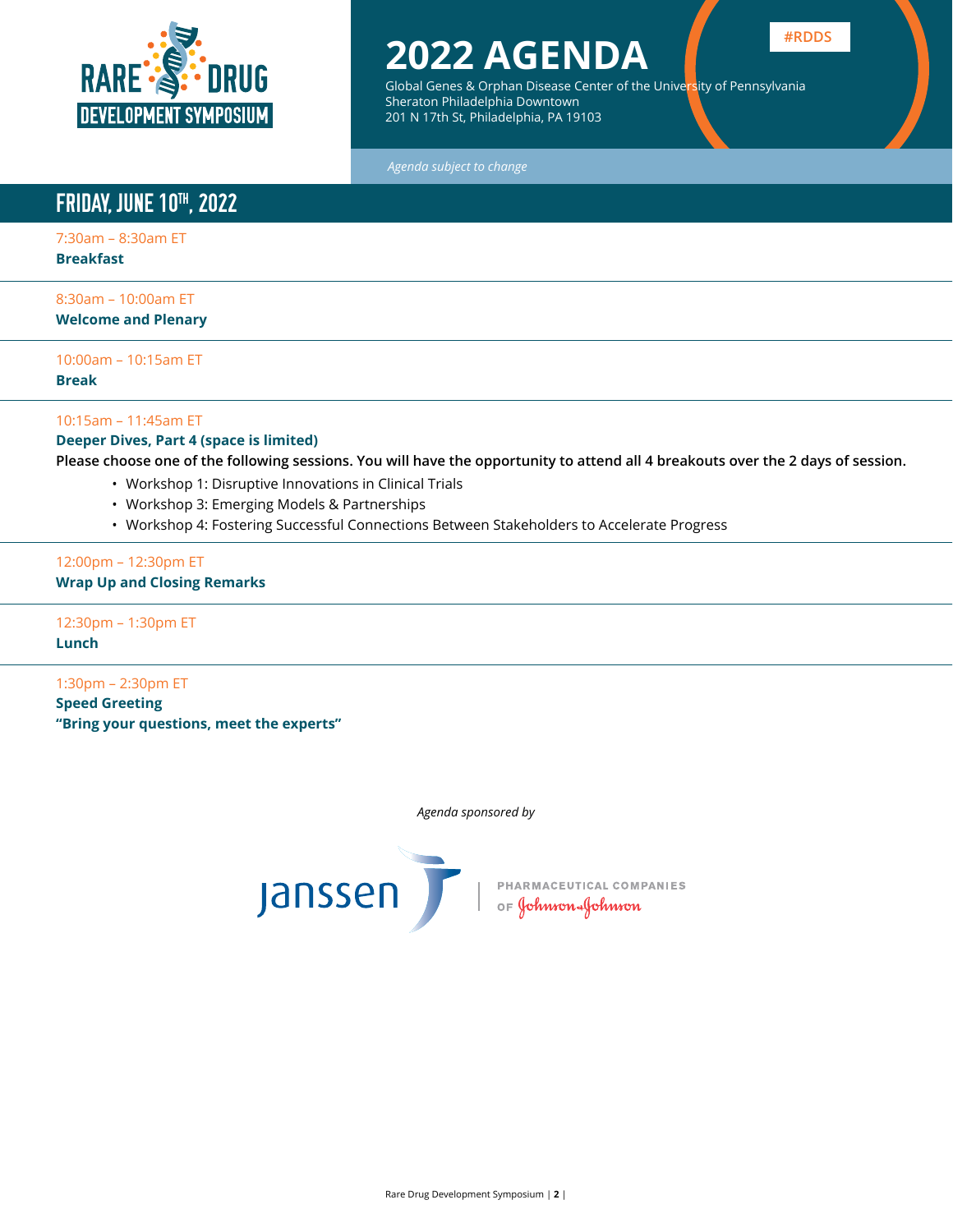RARE DRUG DEVELOPMENT SYMPOSIUM

# 2022 AGENDA

#RDDS

Global Genes & Orphan Disease Center of the University of Pennsylvania
Sheraton Philadelphia Downtown
201 N 17th St, Philadelphia, PA 19103

*Agenda subject to change*

## FRIDAY, JUNE 10TH, 2022

7:30am – 8:30am ET
**Breakfast**

8:30am – 10:00am ET
**Welcome and Plenary**

10:00am – 10:15am ET
**Break**

10:15am – 11:45am ET
**Deeper Dives, Part 4 (space is limited)**
**Please choose one of the following sessions. You will have the opportunity to attend all 4 breakouts over the 2 days of session.**

- Workshop 1: Disruptive Innovations in Clinical Trials
- Workshop 3: Emerging Models & Partnerships
- Workshop 4: Fostering Successful Connections Between Stakeholders to Accelerate Progress

12:00pm – 12:30pm ET
**Wrap Up and Closing Remarks**

12:30pm – 1:30pm ET
**Lunch**

1:30pm – 2:30pm ET
**Speed Greeting**
**"Bring your questions, meet the experts"**

*Agenda sponsored by*

Janssen | PHARMACEUTICAL COMPANIES OF Johnson & Johnson